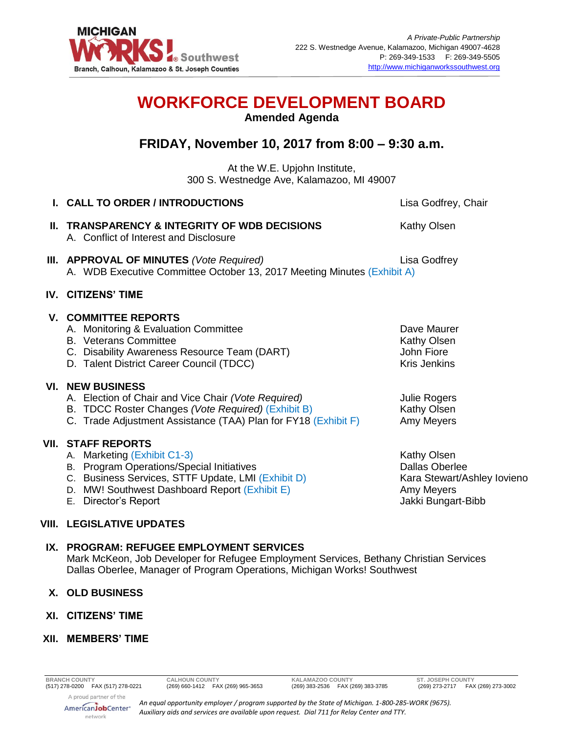MICHIGAN WORKS! Southwest
Branch, Calhoun, Kalamazoo & St. Joseph Counties

*A Private-Public Partnership*
222 S. Westnedge Avenue, Kalamazoo, Michigan 49007-4628
P: 269-349-1533  F: 269-349-5505
http://www.michiganworkssouthwest.org

# WORKFORCE DEVELOPMENT BOARD

**Amended Agenda**

## FRIDAY, November 10, 2017 from 8:00 – 9:30 a.m.

At the W.E. Upjohn Institute,
300 S. Westnedge Ave, Kalamazoo, MI 49007

**I. CALL TO ORDER / INTRODUCTIONS** — Lisa Godfrey, Chair

**II. TRANSPARENCY & INTEGRITY OF WDB DECISIONS** — Kathy Olsen
- A. Conflict of Interest and Disclosure

**III. APPROVAL OF MINUTES** *(Vote Required)* — Lisa Godfrey
- A. WDB Executive Committee October 13, 2017 Meeting Minutes (Exhibit A)

**IV. CITIZENS' TIME**

**V. COMMITTEE REPORTS**
- A. Monitoring & Evaluation Committee — Dave Maurer
- B. Veterans Committee — Kathy Olsen
- C. Disability Awareness Resource Team (DART) — John Fiore
- D. Talent District Career Council (TDCC) — Kris Jenkins

**VI. NEW BUSINESS**
- A. Election of Chair and Vice Chair *(Vote Required)* — Julie Rogers
- B. TDCC Roster Changes *(Vote Required)* (Exhibit B) — Kathy Olsen
- C. Trade Adjustment Assistance (TAA) Plan for FY18 (Exhibit F) — Amy Meyers

**VII. STAFF REPORTS**
- A. Marketing (Exhibit C1-3) — Kathy Olsen
- B. Program Operations/Special Initiatives — Dallas Oberlee
- C. Business Services, STTF Update, LMI (Exhibit D) — Kara Stewart/Ashley Iovieno
- D. MW! Southwest Dashboard Report (Exhibit E) — Amy Meyers
- E. Director's Report — Jakki Bungart-Bibb

**VIII. LEGISLATIVE UPDATES**

**IX. PROGRAM: REFUGEE EMPLOYMENT SERVICES**
Mark McKeon, Job Developer for Refugee Employment Services, Bethany Christian Services
Dallas Oberlee, Manager of Program Operations, Michigan Works! Southwest

**X. OLD BUSINESS**

**XI. CITIZENS' TIME**

**XII. MEMBERS' TIME**

| BRANCH COUNTY | CALHOUN COUNTY | KALAMAZOO COUNTY | ST. JOSEPH COUNTY |
|---|---|---|---|
| (517) 278-0200 FAX (517) 278-0221 | (269) 660-1412 FAX (269) 965-3653 | (269) 383-2536 FAX (269) 383-3785 | (269) 273-2717 FAX (269) 273-3002 |

A proud partner of the AmericanJobCenter network

*An equal opportunity employer / program supported by the State of Michigan. 1-800-285-WORK (9675). Auxiliary aids and services are available upon request. Dial 711 for Relay Center and TTY.*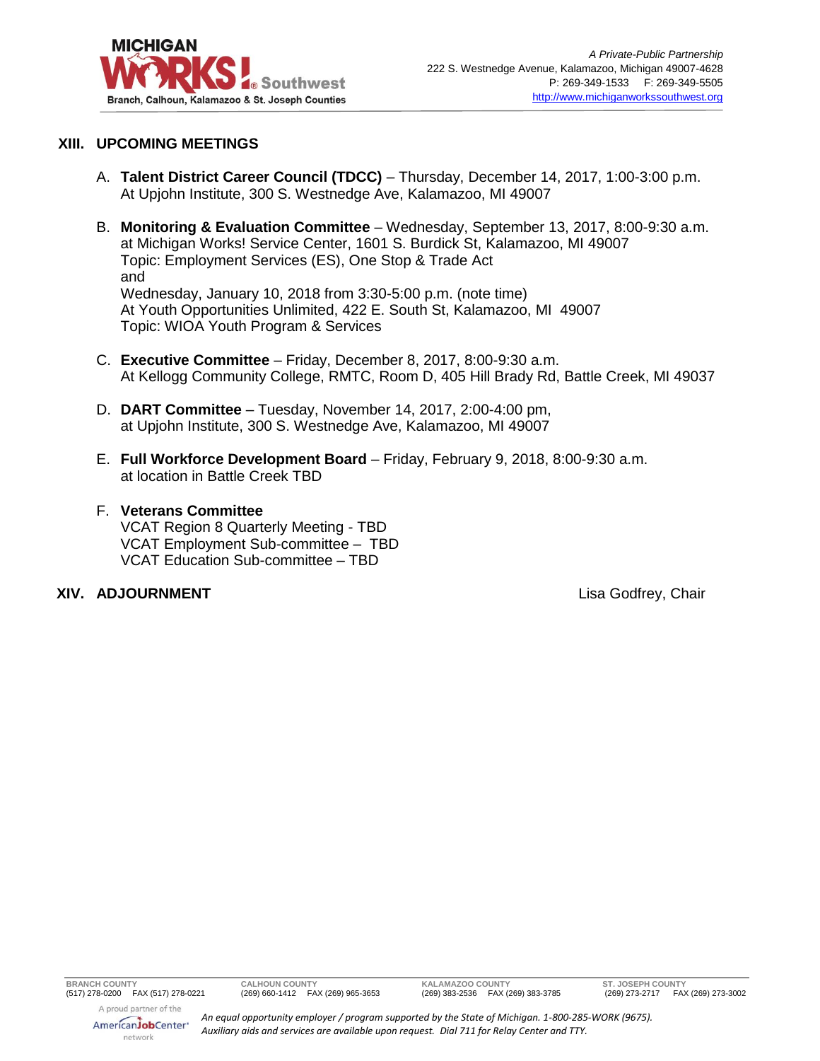## XIII. UPCOMING MEETINGS

A. **Talent District Career Council (TDCC)** – Thursday, December 14, 2017, 1:00-3:00 p.m.
At Upjohn Institute, 300 S. Westnedge Ave, Kalamazoo, MI 49007

B. **Monitoring & Evaluation Committee** – Wednesday, September 13, 2017, 8:00-9:30 a.m.
at Michigan Works! Service Center, 1601 S. Burdick St, Kalamazoo, MI 49007
Topic: Employment Services (ES), One Stop & Trade Act
and
Wednesday, January 10, 2018 from 3:30-5:00 p.m. (note time)
At Youth Opportunities Unlimited, 422 E. South St, Kalamazoo, MI 49007
Topic: WIOA Youth Program & Services

C. **Executive Committee** – Friday, December 8, 2017, 8:00-9:30 a.m.
At Kellogg Community College, RMTC, Room D, 405 Hill Brady Rd, Battle Creek, MI 49037

D. **DART Committee** – Tuesday, November 14, 2017, 2:00-4:00 pm,
at Upjohn Institute, 300 S. Westnedge Ave, Kalamazoo, MI 49007

E. **Full Workforce Development Board** – Friday, February 9, 2018, 8:00-9:30 a.m.
at location in Battle Creek TBD

F. **Veterans Committee**
VCAT Region 8 Quarterly Meeting - TBD
VCAT Employment Sub-committee – TBD
VCAT Education Sub-committee – TBD

## XIV. ADJOURNMENT

Lisa Godfrey, Chair